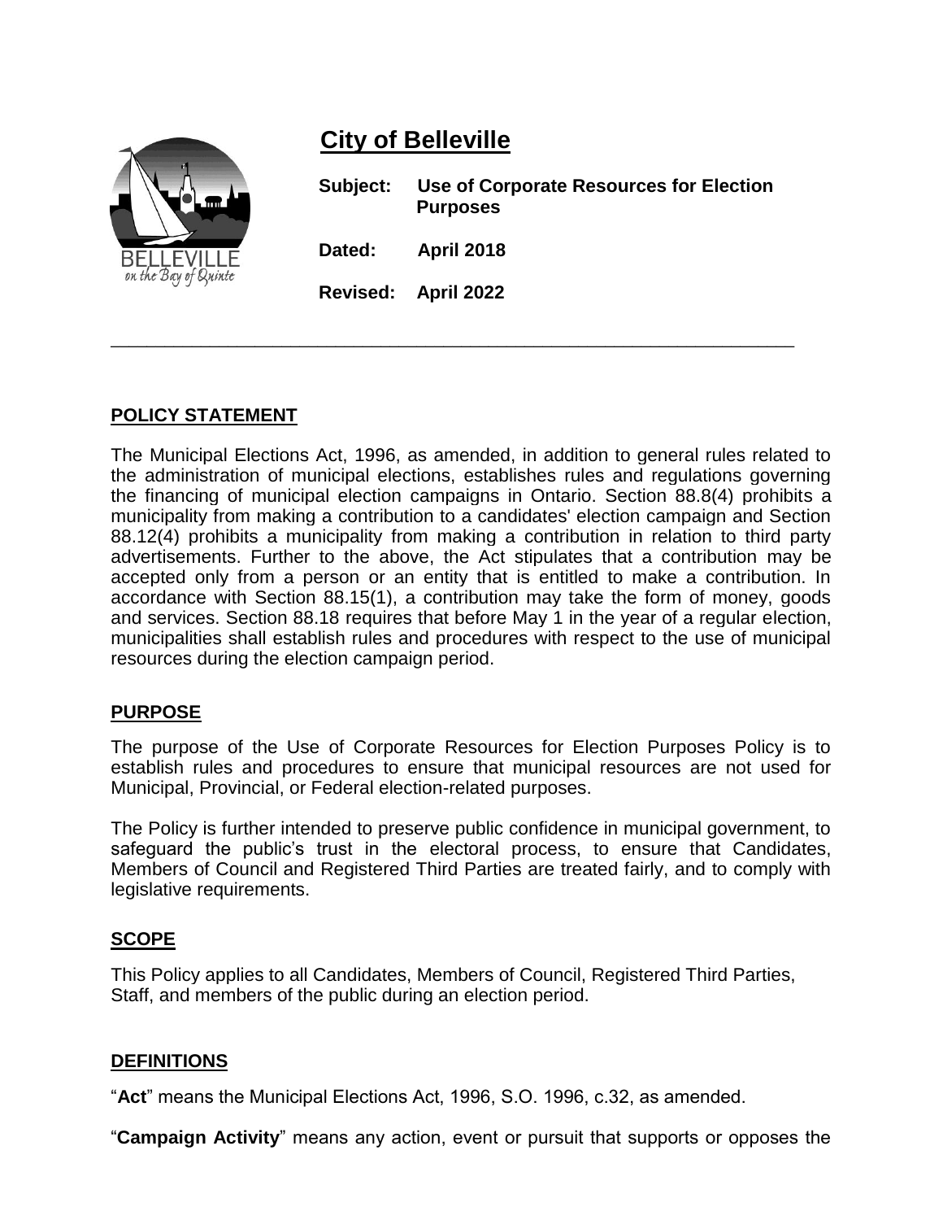# City of Belleville

**Subject:** **Use of Corporate Resources for Election Purposes**

**Dated:** **April 2018**

**Revised:** **April 2022**

---

## POLICY STATEMENT

The Municipal Elections Act, 1996, as amended, in addition to general rules related to the administration of municipal elections, establishes rules and regulations governing the financing of municipal election campaigns in Ontario. Section 88.8(4) prohibits a municipality from making a contribution to a candidates' election campaign and Section 88.12(4) prohibits a municipality from making a contribution in relation to third party advertisements. Further to the above, the Act stipulates that a contribution may be accepted only from a person or an entity that is entitled to make a contribution. In accordance with Section 88.15(1), a contribution may take the form of money, goods and services. Section 88.18 requires that before May 1 in the year of a regular election, municipalities shall establish rules and procedures with respect to the use of municipal resources during the election campaign period.

## PURPOSE

The purpose of the Use of Corporate Resources for Election Purposes Policy is to establish rules and procedures to ensure that municipal resources are not used for Municipal, Provincial, or Federal election-related purposes.

The Policy is further intended to preserve public confidence in municipal government, to safeguard the public's trust in the electoral process, to ensure that Candidates, Members of Council and Registered Third Parties are treated fairly, and to comply with legislative requirements.

## SCOPE

This Policy applies to all Candidates, Members of Council, Registered Third Parties, Staff, and members of the public during an election period.

## DEFINITIONS

"**Act**" means the Municipal Elections Act, 1996, S.O. 1996, c.32, as amended.

"**Campaign Activity**" means any action, event or pursuit that supports or opposes the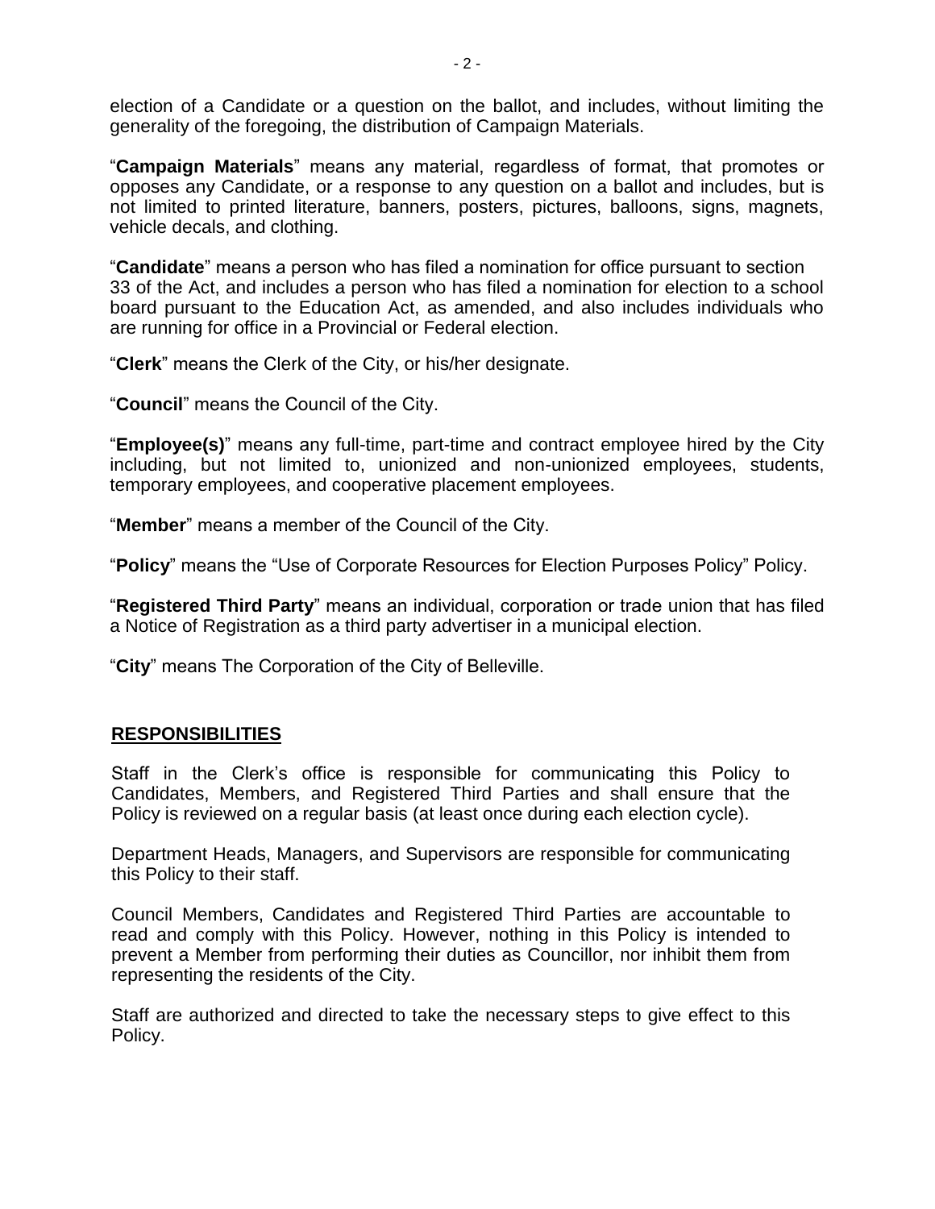election of a Candidate or a question on the ballot, and includes, without limiting the generality of the foregoing, the distribution of Campaign Materials.

"**Campaign Materials**" means any material, regardless of format, that promotes or opposes any Candidate, or a response to any question on a ballot and includes, but is not limited to printed literature, banners, posters, pictures, balloons, signs, magnets, vehicle decals, and clothing.

"**Candidate**" means a person who has filed a nomination for office pursuant to section 33 of the Act, and includes a person who has filed a nomination for election to a school board pursuant to the Education Act, as amended, and also includes individuals who are running for office in a Provincial or Federal election.

"**Clerk**" means the Clerk of the City, or his/her designate.

"**Council**" means the Council of the City.

"**Employee(s)**" means any full-time, part-time and contract employee hired by the City including, but not limited to, unionized and non-unionized employees, students, temporary employees, and cooperative placement employees.

"**Member**" means a member of the Council of the City.

"**Policy**" means the "Use of Corporate Resources for Election Purposes Policy" Policy.

"**Registered Third Party**" means an individual, corporation or trade union that has filed a Notice of Registration as a third party advertiser in a municipal election.

"**City**" means The Corporation of the City of Belleville.

## RESPONSIBILITIES

Staff in the Clerk's office is responsible for communicating this Policy to Candidates, Members, and Registered Third Parties and shall ensure that the Policy is reviewed on a regular basis (at least once during each election cycle).

Department Heads, Managers, and Supervisors are responsible for communicating this Policy to their staff.

Council Members, Candidates and Registered Third Parties are accountable to read and comply with this Policy. However, nothing in this Policy is intended to prevent a Member from performing their duties as Councillor, nor inhibit them from representing the residents of the City.

Staff are authorized and directed to take the necessary steps to give effect to this Policy.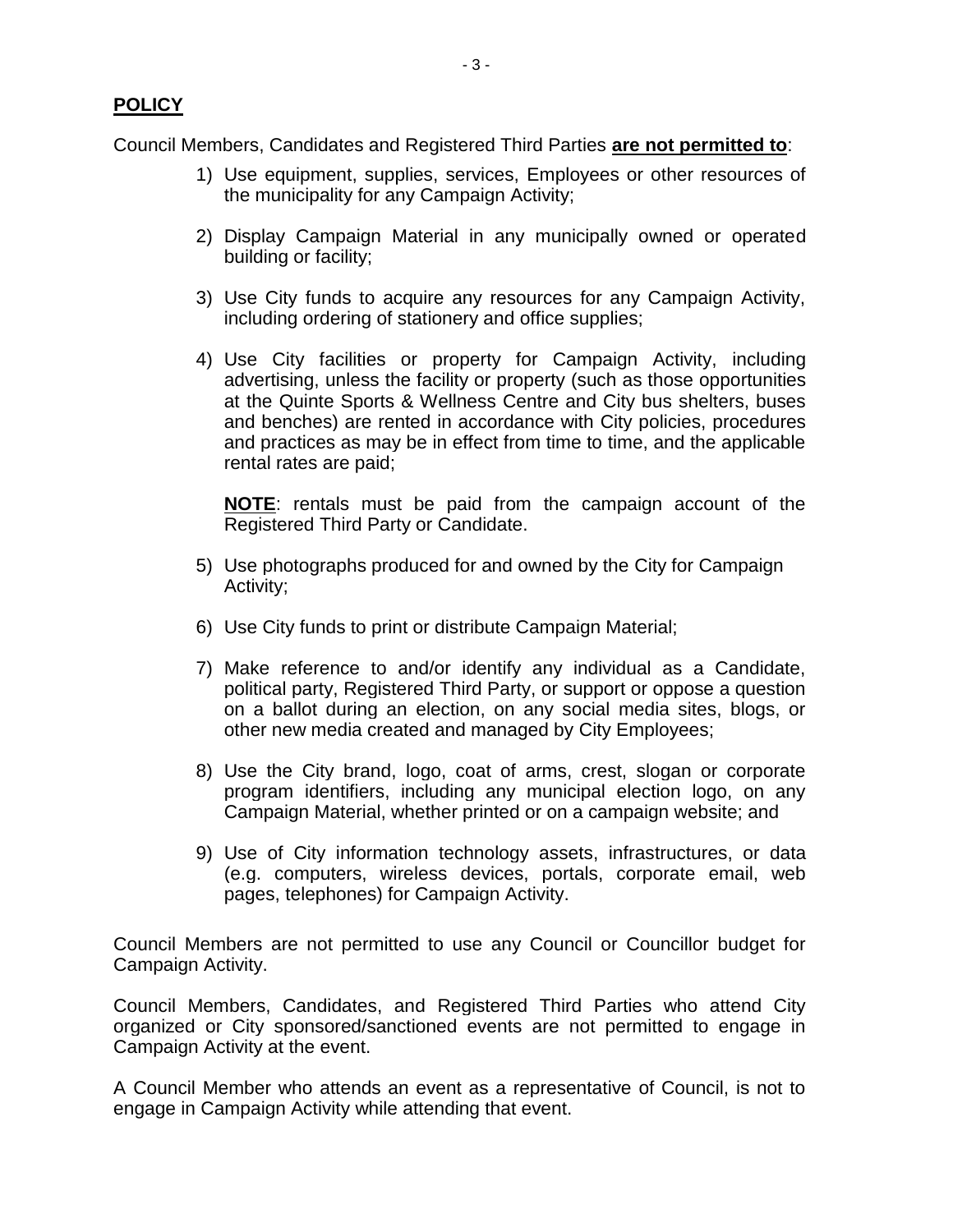## **POLICY**

Council Members, Candidates and Registered Third Parties **are not permitted to**:

1) Use equipment, supplies, services, Employees or other resources of the municipality for any Campaign Activity;

2) Display Campaign Material in any municipally owned or operated building or facility;

3) Use City funds to acquire any resources for any Campaign Activity, including ordering of stationery and office supplies;

4) Use City facilities or property for Campaign Activity, including advertising, unless the facility or property (such as those opportunities at the Quinte Sports & Wellness Centre and City bus shelters, buses and benches) are rented in accordance with City policies, procedures and practices as may be in effect from time to time, and the applicable rental rates are paid;

   **NOTE**: rentals must be paid from the campaign account of the Registered Third Party or Candidate.

5) Use photographs produced for and owned by the City for Campaign Activity;

6) Use City funds to print or distribute Campaign Material;

7) Make reference to and/or identify any individual as a Candidate, political party, Registered Third Party, or support or oppose a question on a ballot during an election, on any social media sites, blogs, or other new media created and managed by City Employees;

8) Use the City brand, logo, coat of arms, crest, slogan or corporate program identifiers, including any municipal election logo, on any Campaign Material, whether printed or on a campaign website; and

9) Use of City information technology assets, infrastructures, or data (e.g. computers, wireless devices, portals, corporate email, web pages, telephones) for Campaign Activity.

Council Members are not permitted to use any Council or Councillor budget for Campaign Activity.

Council Members, Candidates, and Registered Third Parties who attend City organized or City sponsored/sanctioned events are not permitted to engage in Campaign Activity at the event.

A Council Member who attends an event as a representative of Council, is not to engage in Campaign Activity while attending that event.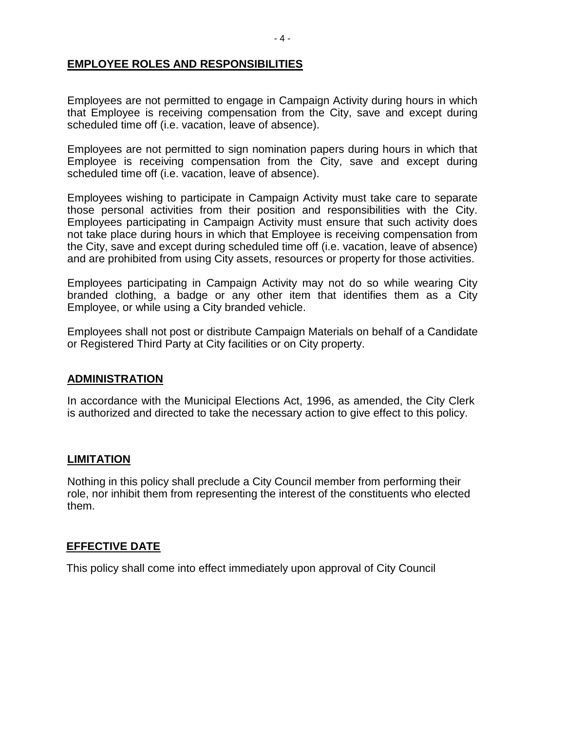## EMPLOYEE ROLES AND RESPONSIBILITIES

Employees are not permitted to engage in Campaign Activity during hours in which that Employee is receiving compensation from the City, save and except during scheduled time off (i.e. vacation, leave of absence).

Employees are not permitted to sign nomination papers during hours in which that Employee is receiving compensation from the City, save and except during scheduled time off (i.e. vacation, leave of absence).

Employees wishing to participate in Campaign Activity must take care to separate those personal activities from their position and responsibilities with the City. Employees participating in Campaign Activity must ensure that such activity does not take place during hours in which that Employee is receiving compensation from the City, save and except during scheduled time off (i.e. vacation, leave of absence) and are prohibited from using City assets, resources or property for those activities.

Employees participating in Campaign Activity may not do so while wearing City branded clothing, a badge or any other item that identifies them as a City Employee, or while using a City branded vehicle.

Employees shall not post or distribute Campaign Materials on behalf of a Candidate or Registered Third Party at City facilities or on City property.

## ADMINISTRATION

In accordance with the Municipal Elections Act, 1996, as amended, the City Clerk is authorized and directed to take the necessary action to give effect to this policy.

## LIMITATION

Nothing in this policy shall preclude a City Council member from performing their role, nor inhibit them from representing the interest of the constituents who elected them.

## EFFECTIVE DATE

This policy shall come into effect immediately upon approval of City Council